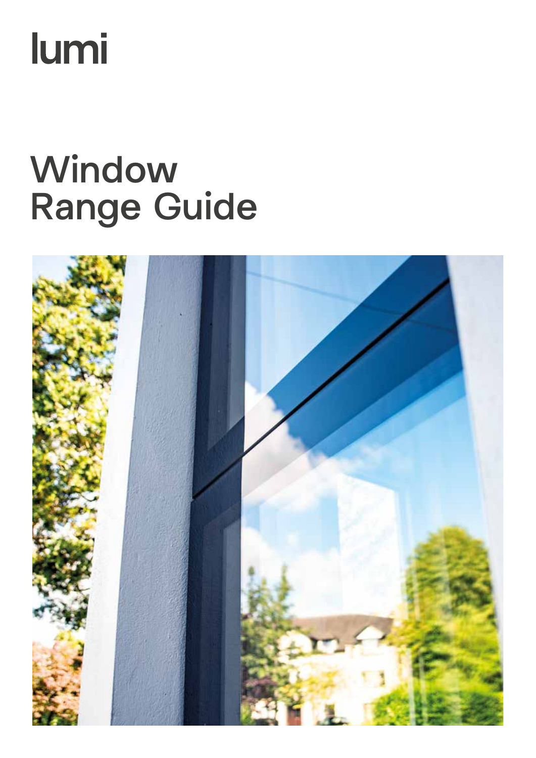lumi

# Window Range Guide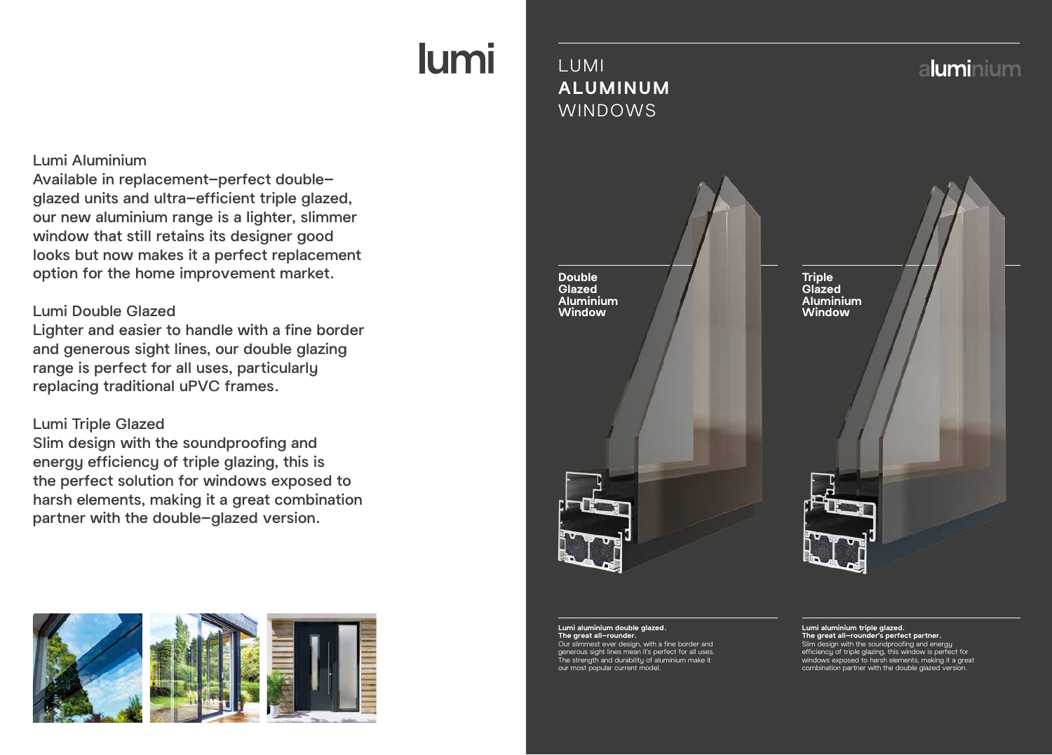# lumi

Lumi Aluminium
Available in replacement–perfect double–glazed units and ultra–efficient triple glazed, our new aluminium range is a lighter, slimmer window that still retains its designer good looks but now makes it a perfect replacement option for the home improvement market.

Lumi Double Glazed
Lighter and easier to handle with a fine border and generous sight lines, our double glazing range is perfect for all uses, particularly replacing traditional uPVC frames.

Lumi Triple Glazed
Slim design with the soundproofing and energy efficiency of triple glazing, this is the perfect solution for windows exposed to harsh elements, making it a great combination partner with the double–glazed version.

## LUMI **ALUMINUM** WINDOWS

aluminium

**Double Glazed Aluminium Window**

**Triple Glazed Aluminium Window**

**Lumi aluminium double glazed.**
**The great all–rounder.**
Our slimmest ever design, with a fine border and generous sight lines mean it's perfect for all uses. The strength and durability of aluminium make it our most popular current model.

**Lumi aluminium triple glazed.**
**The great all–rounder's perfect partner.**
Slim design with the soundproofing and energy efficiency of triple glazing, this window is perfect for windows exposed to harsh elements, making it a great combination partner with the double glazed version.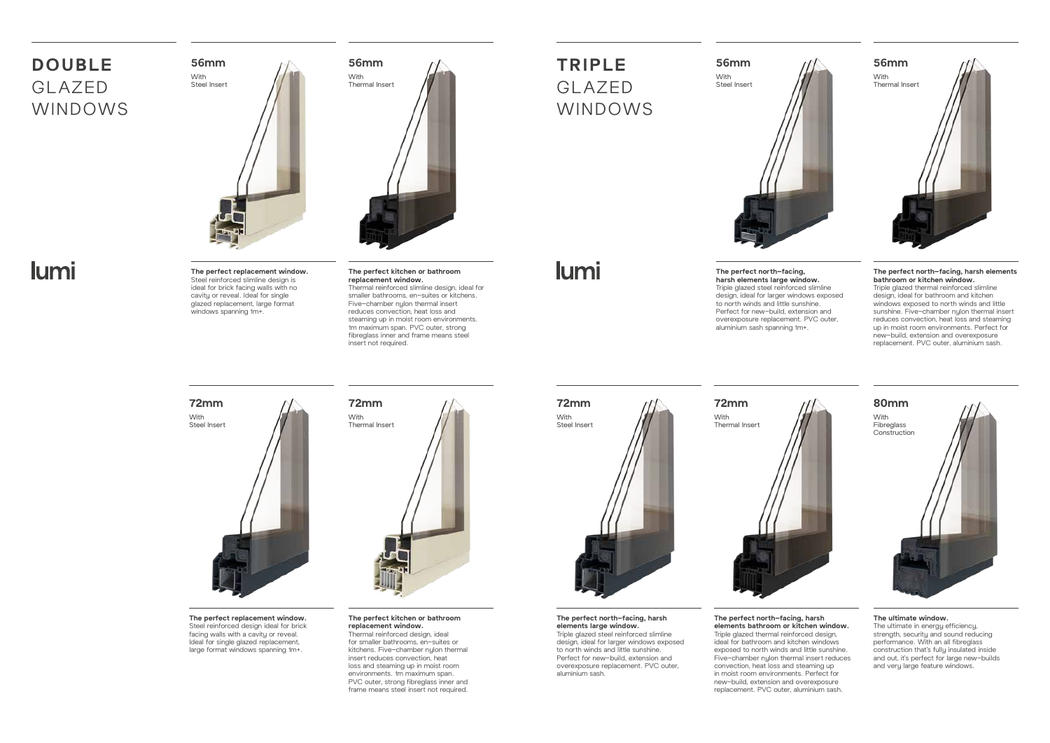# DOUBLE GLAZED WINDOWS

lumi

## 56mm
With Steel Insert

**The perfect replacement window.**
Steel reinforced slimline design is ideal for brick facing walls with no cavity or reveal. Ideal for single glazed replacement, large format windows spanning 1m+.

## 56mm
With Thermal Insert

**The perfect kitchen or bathroom replacement window.**
Thermal reinforced slimline design, ideal for smaller bathrooms, en-suites or kitchens. Five-chamber nylon thermal insert reduces convection, heat loss and steaming up in moist room environments. 1m maximum span. PVC outer, strong fibreglass inner and frame means steel insert not required.

## 72mm
With Steel Insert

**The perfect replacement window.**
Steel reinforced design ideal for brick facing walls with a cavity or reveal. Ideal for single glazed replacement, large format windows spanning 1m+.

## 72mm
With Thermal Insert

**The perfect kitchen or bathroom replacement window.**
Thermal reinforced design, ideal for smaller bathrooms, en-suites or kitchens. Five-chamber nylon thermal insert reduces convection, heat loss and steaming up in moist room environments. 1m maximum span. PVC outer, strong fibreglass inner and frame means steel insert not required.

# TRIPLE GLAZED WINDOWS

lumi

## 56mm
With Steel Insert

**The perfect north-facing, harsh elements large window.**
Triple glazed steel reinforced slimline design, ideal for larger windows exposed to north winds and little sunshine. Perfect for new-build, extension and overexposure replacement. PVC outer, aluminium sash spanning 1m+.

## 56mm
With Thermal Insert

**The perfect north-facing, harsh elements bathroom or kitchen window.**
Triple glazed thermal reinforced slimline design, ideal for bathroom and kitchen windows exposed to north winds and little sunshine. Five-chamber nylon thermal insert reduces convection, heat loss and steaming up in moist room environments. Perfect for new-build, extension and overexposure replacement. PVC outer, aluminium sash.

## 72mm
With Steel Insert

**The perfect north-facing, harsh elements large window.**
Triple glazed steel reinforced slimline design, ideal for larger windows exposed to north winds and little sunshine. Perfect for new-build, extension and overexposure replacement. PVC outer, aluminium sash.

## 72mm
With Thermal Insert

**The perfect north-facing, harsh elements bathroom or kitchen window.**
Triple glazed thermal reinforced design, ideal for bathroom and kitchen windows exposed to north winds and little sunshine. Five-chamber nylon thermal insert reduces convection, heat loss and steaming up in moist room environments. Perfect for new-build, extension and overexposure replacement. PVC outer, aluminium sash.

## 80mm
With Fibreglass Construction

**The ultimate window.**
The ultimate in energy efficiency, strength, security and sound reducing performance. With an all fibreglass construction that's fully insulated inside and out, it's perfect for large new-builds and very large feature windows.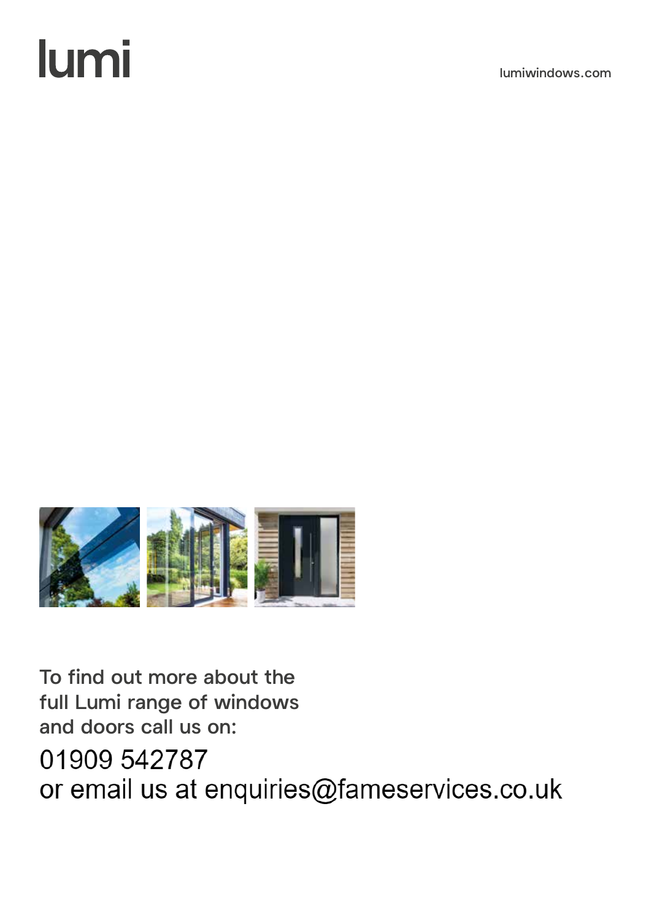lumi

lumiwindows.com

To find out more about the full Lumi range of windows and doors call us on:

01909 542787
or email us at enquiries@fameservices.co.uk